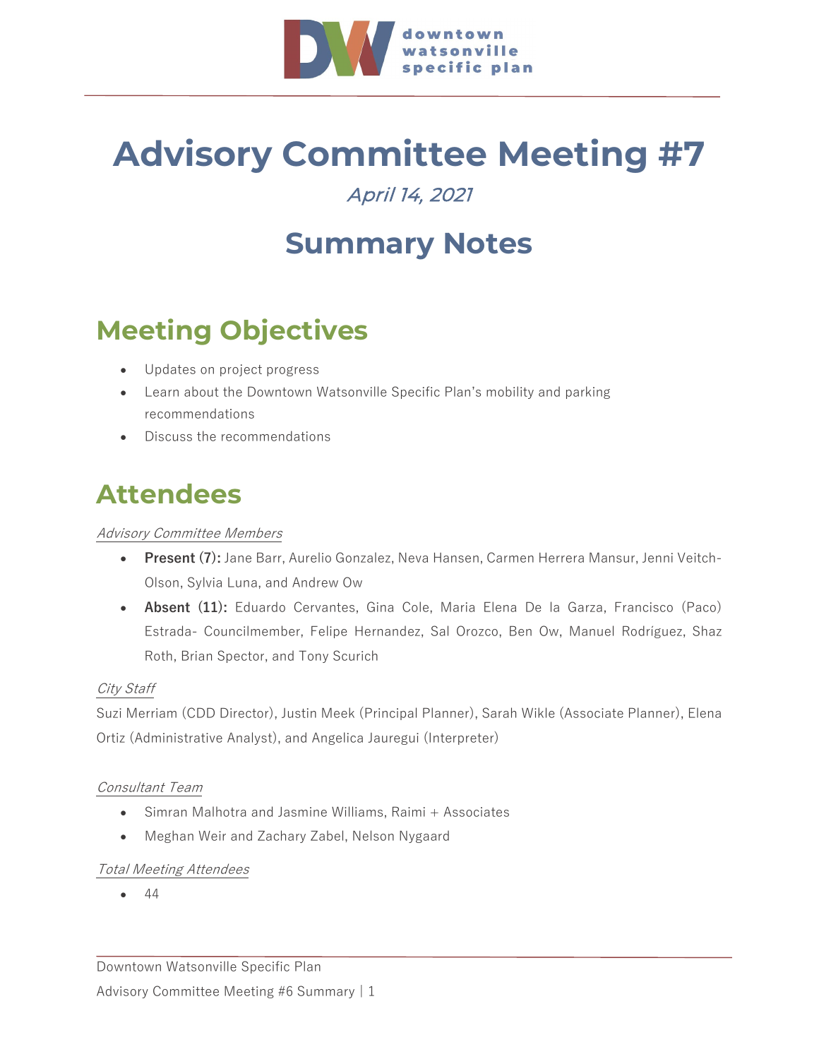downtown watsonville specific plan

# Advisory Committee Meeting #7

*April 14, 2021*

## Summary Notes

## Meeting Objectives

- Updates on project progress
- Learn about the Downtown Watsonville Specific Plan's mobility and parking recommendations
- Discuss the recommendations

## Attendees

*Advisory Committee Members*

- **Present (7):** Jane Barr, Aurelio Gonzalez, Neva Hansen, Carmen Herrera Mansur, Jenni Veitch-Olson, Sylvia Luna, and Andrew Ow
- **Absent (11):** Eduardo Cervantes, Gina Cole, Maria Elena De la Garza, Francisco (Paco) Estrada- Councilmember, Felipe Hernandez, Sal Orozco, Ben Ow, Manuel Rodríguez, Shaz Roth, Brian Spector, and Tony Scurich

*City Staff*

Suzi Merriam (CDD Director), Justin Meek (Principal Planner), Sarah Wikle (Associate Planner), Elena Ortiz (Administrative Analyst), and Angelica Jauregui (Interpreter)

*Consultant Team*

- Simran Malhotra and Jasmine Williams, Raimi + Associates
- Meghan Weir and Zachary Zabel, Nelson Nygaard

*Total Meeting Attendees*

- 44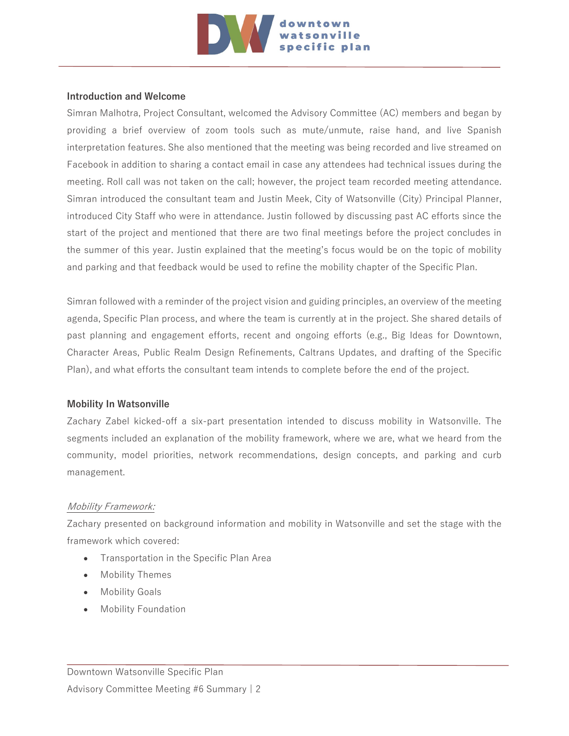## Introduction and Welcome

Simran Malhotra, Project Consultant, welcomed the Advisory Committee (AC) members and began by providing a brief overview of zoom tools such as mute/unmute, raise hand, and live Spanish interpretation features. She also mentioned that the meeting was being recorded and live streamed on Facebook in addition to sharing a contact email in case any attendees had technical issues during the meeting. Roll call was not taken on the call; however, the project team recorded meeting attendance. Simran introduced the consultant team and Justin Meek, City of Watsonville (City) Principal Planner, introduced City Staff who were in attendance. Justin followed by discussing past AC efforts since the start of the project and mentioned that there are two final meetings before the project concludes in the summer of this year. Justin explained that the meeting's focus would be on the topic of mobility and parking and that feedback would be used to refine the mobility chapter of the Specific Plan.

Simran followed with a reminder of the project vision and guiding principles, an overview of the meeting agenda, Specific Plan process, and where the team is currently at in the project. She shared details of past planning and engagement efforts, recent and ongoing efforts (e.g., Big Ideas for Downtown, Character Areas, Public Realm Design Refinements, Caltrans Updates, and drafting of the Specific Plan), and what efforts the consultant team intends to complete before the end of the project.

## Mobility In Watsonville

Zachary Zabel kicked-off a six-part presentation intended to discuss mobility in Watsonville. The segments included an explanation of the mobility framework, where we are, what we heard from the community, model priorities, network recommendations, design concepts, and parking and curb management.

*Mobility Framework:*

Zachary presented on background information and mobility in Watsonville and set the stage with the framework which covered:

- Transportation in the Specific Plan Area
- Mobility Themes
- Mobility Goals
- Mobility Foundation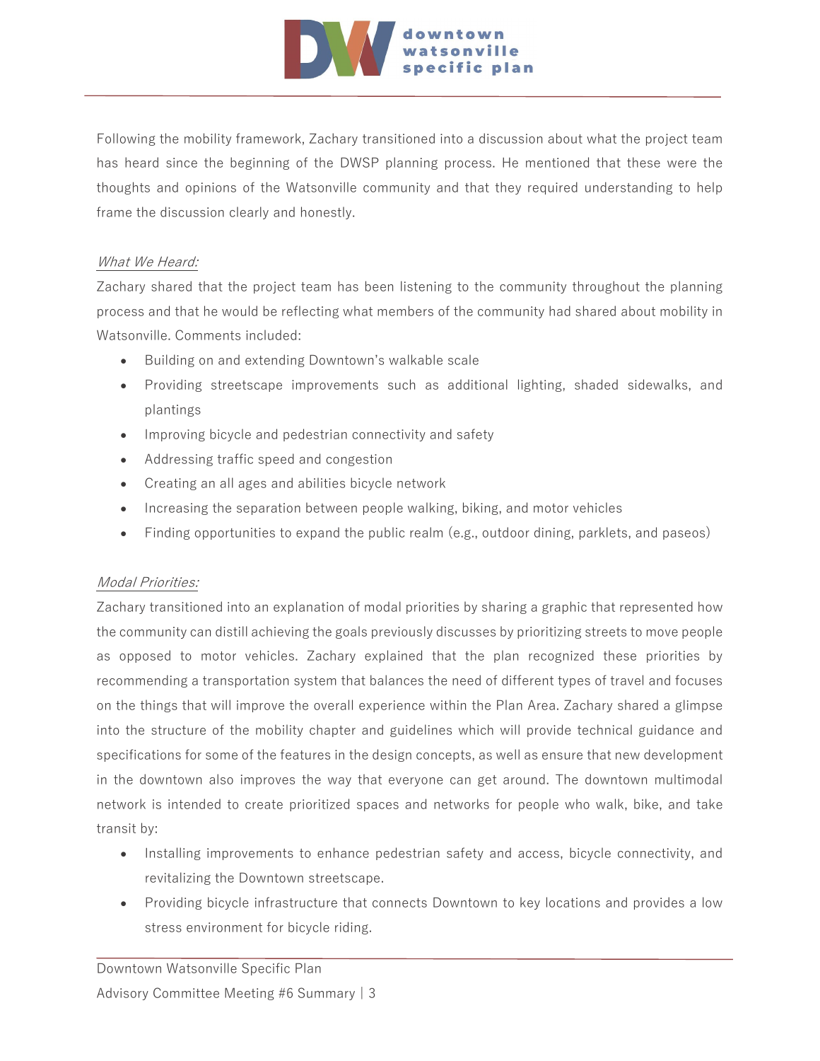Following the mobility framework, Zachary transitioned into a discussion about what the project team has heard since the beginning of the DWSP planning process. He mentioned that these were the thoughts and opinions of the Watsonville community and that they required understanding to help frame the discussion clearly and honestly.

*What We Heard:*

Zachary shared that the project team has been listening to the community throughout the planning process and that he would be reflecting what members of the community had shared about mobility in Watsonville. Comments included:

- Building on and extending Downtown's walkable scale
- Providing streetscape improvements such as additional lighting, shaded sidewalks, and plantings
- Improving bicycle and pedestrian connectivity and safety
- Addressing traffic speed and congestion
- Creating an all ages and abilities bicycle network
- Increasing the separation between people walking, biking, and motor vehicles
- Finding opportunities to expand the public realm (e.g., outdoor dining, parklets, and paseos)

*Modal Priorities:*

Zachary transitioned into an explanation of modal priorities by sharing a graphic that represented how the community can distill achieving the goals previously discusses by prioritizing streets to move people as opposed to motor vehicles. Zachary explained that the plan recognized these priorities by recommending a transportation system that balances the need of different types of travel and focuses on the things that will improve the overall experience within the Plan Area. Zachary shared a glimpse into the structure of the mobility chapter and guidelines which will provide technical guidance and specifications for some of the features in the design concepts, as well as ensure that new development in the downtown also improves the way that everyone can get around. The downtown multimodal network is intended to create prioritized spaces and networks for people who walk, bike, and take transit by:

- Installing improvements to enhance pedestrian safety and access, bicycle connectivity, and revitalizing the Downtown streetscape.
- Providing bicycle infrastructure that connects Downtown to key locations and provides a low stress environment for bicycle riding.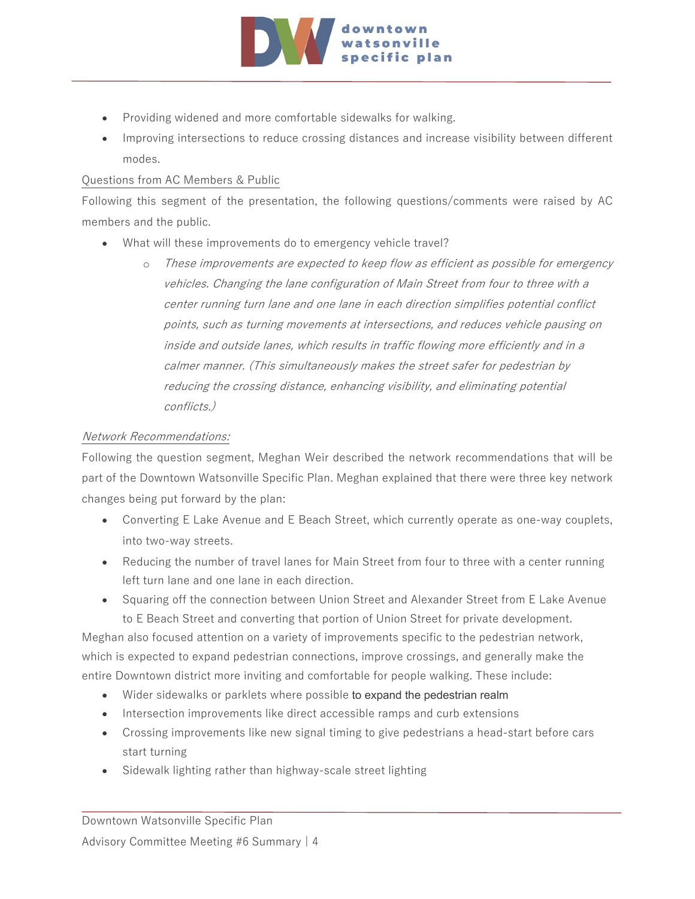- Providing widened and more comfortable sidewalks for walking.
- Improving intersections to reduce crossing distances and increase visibility between different modes.

Questions from AC Members & Public

Following this segment of the presentation, the following questions/comments were raised by AC members and the public.

- What will these improvements do to emergency vehicle travel?
    - *These improvements are expected to keep flow as efficient as possible for emergency vehicles. Changing the lane configuration of Main Street from four to three with a center running turn lane and one lane in each direction simplifies potential conflict points, such as turning movements at intersections, and reduces vehicle pausing on inside and outside lanes, which results in traffic flowing more efficiently and in a calmer manner. (This simultaneously makes the street safer for pedestrian by reducing the crossing distance, enhancing visibility, and eliminating potential conflicts.)*

*Network Recommendations:*

Following the question segment, Meghan Weir described the network recommendations that will be part of the Downtown Watsonville Specific Plan. Meghan explained that there were three key network changes being put forward by the plan:

- Converting E Lake Avenue and E Beach Street, which currently operate as one-way couplets, into two-way streets.
- Reducing the number of travel lanes for Main Street from four to three with a center running left turn lane and one lane in each direction.
- Squaring off the connection between Union Street and Alexander Street from E Lake Avenue to E Beach Street and converting that portion of Union Street for private development.

Meghan also focused attention on a variety of improvements specific to the pedestrian network, which is expected to expand pedestrian connections, improve crossings, and generally make the entire Downtown district more inviting and comfortable for people walking. These include:

- Wider sidewalks or parklets where possible to expand the pedestrian realm
- Intersection improvements like direct accessible ramps and curb extensions
- Crossing improvements like new signal timing to give pedestrians a head-start before cars start turning
- Sidewalk lighting rather than highway-scale street lighting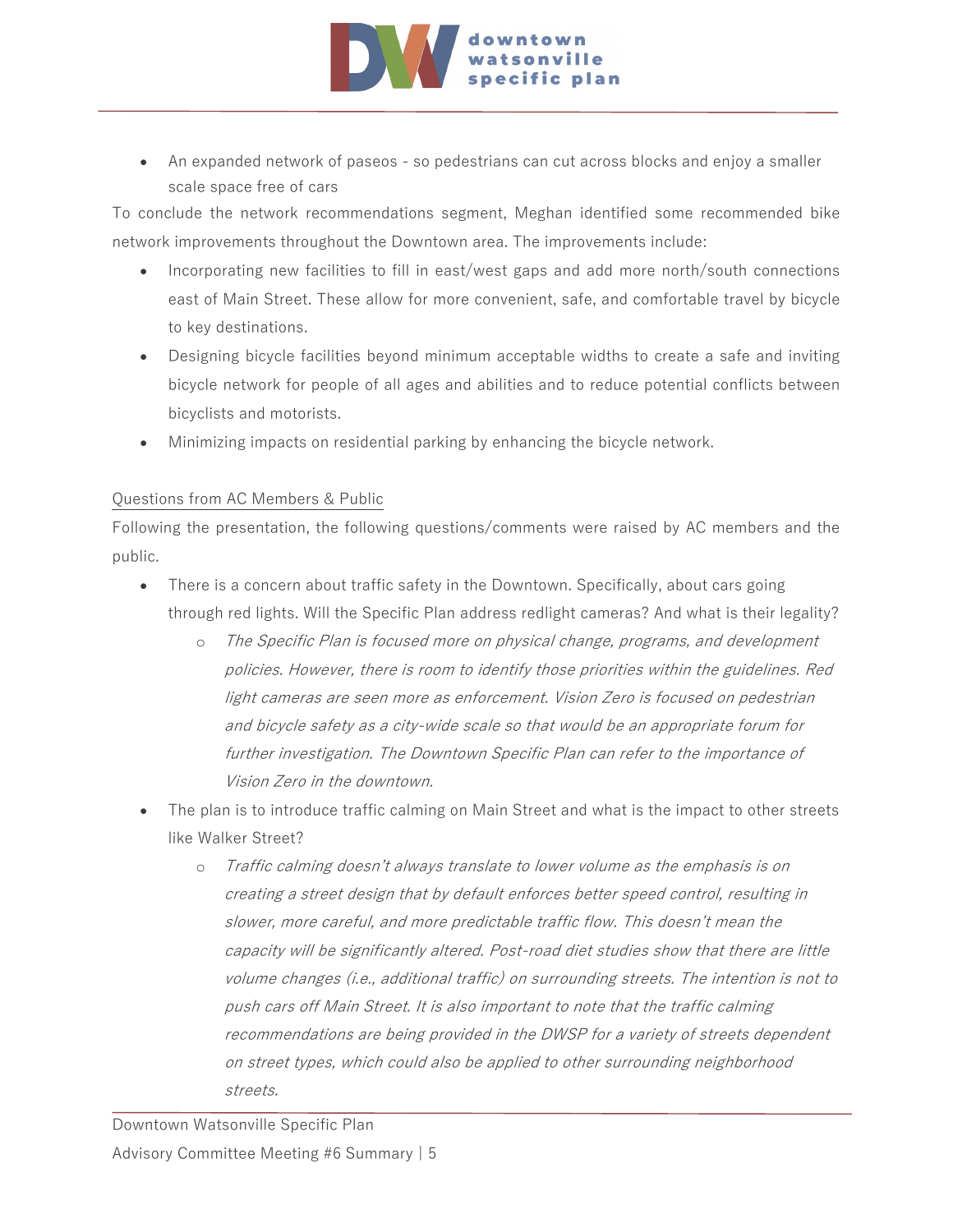- An expanded network of paseos - so pedestrians can cut across blocks and enjoy a smaller scale space free of cars

To conclude the network recommendations segment, Meghan identified some recommended bike network improvements throughout the Downtown area. The improvements include:

- Incorporating new facilities to fill in east/west gaps and add more north/south connections east of Main Street. These allow for more convenient, safe, and comfortable travel by bicycle to key destinations.
- Designing bicycle facilities beyond minimum acceptable widths to create a safe and inviting bicycle network for people of all ages and abilities and to reduce potential conflicts between bicyclists and motorists.
- Minimizing impacts on residential parking by enhancing the bicycle network.

<u>Questions from AC Members & Public</u>

Following the presentation, the following questions/comments were raised by AC members and the public.

- There is a concern about traffic safety in the Downtown. Specifically, about cars going through red lights. Will the Specific Plan address redlight cameras? And what is their legality?
  - *The Specific Plan is focused more on physical change, programs, and development policies. However, there is room to identify those priorities within the guidelines. Red light cameras are seen more as enforcement. Vision Zero is focused on pedestrian and bicycle safety as a city-wide scale so that would be an appropriate forum for further investigation. The Downtown Specific Plan can refer to the importance of Vision Zero in the downtown.*
- The plan is to introduce traffic calming on Main Street and what is the impact to other streets like Walker Street?
  - *Traffic calming doesn't always translate to lower volume as the emphasis is on creating a street design that by default enforces better speed control, resulting in slower, more careful, and more predictable traffic flow. This doesn't mean the capacity will be significantly altered. Post-road diet studies show that there are little volume changes (i.e., additional traffic) on surrounding streets. The intention is not to push cars off Main Street. It is also important to note that the traffic calming recommendations are being provided in the DWSP for a variety of streets dependent on street types, which could also be applied to other surrounding neighborhood streets.*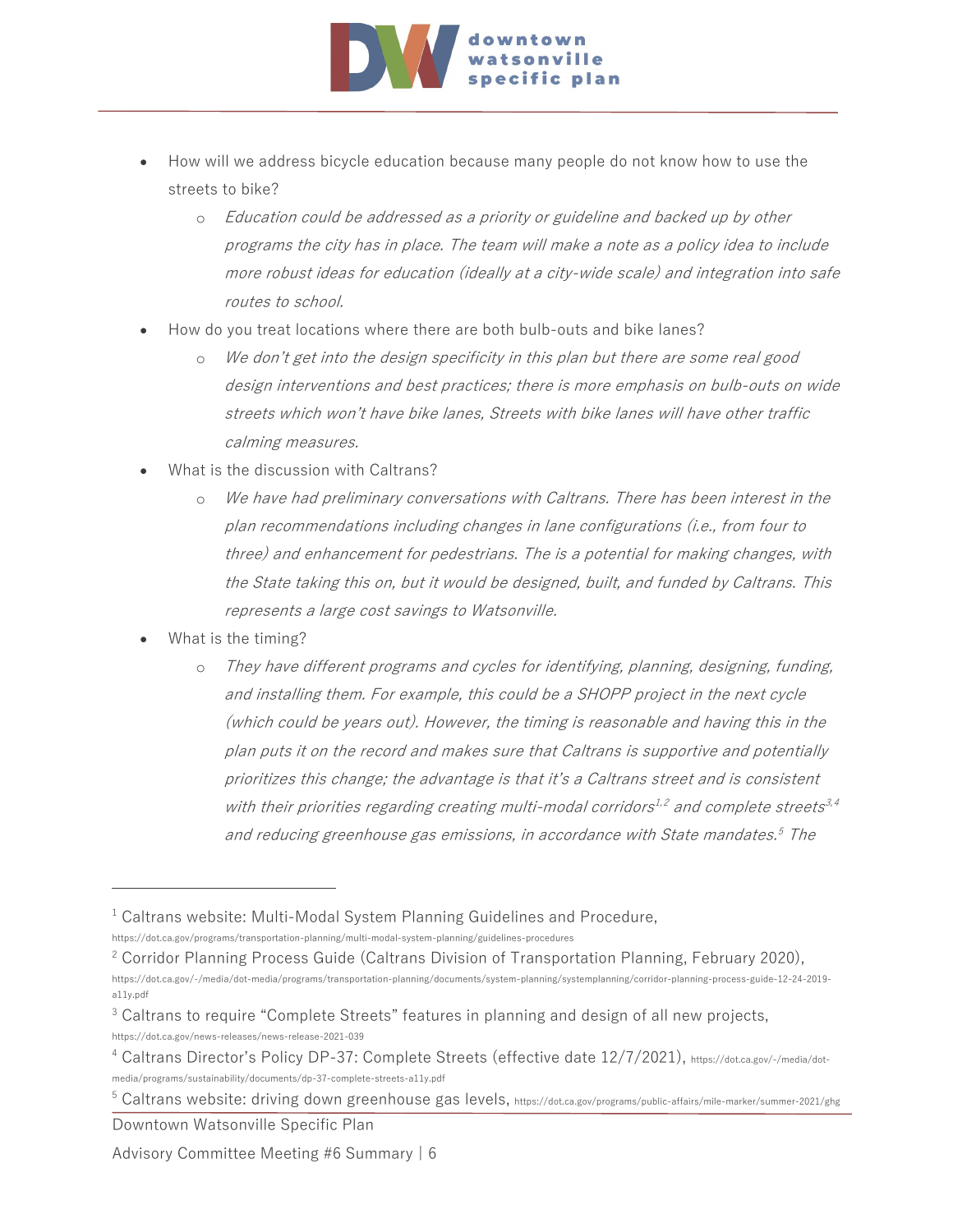- How will we address bicycle education because many people do not know how to use the streets to bike?
  - *Education could be addressed as a priority or guideline and backed up by other programs the city has in place. The team will make a note as a policy idea to include more robust ideas for education (ideally at a city-wide scale) and integration into safe routes to school.*
- How do you treat locations where there are both bulb-outs and bike lanes?
  - *We don't get into the design specificity in this plan but there are some real good design interventions and best practices; there is more emphasis on bulb-outs on wide streets which won't have bike lanes, Streets with bike lanes will have other traffic calming measures.*
- What is the discussion with Caltrans?
  - *We have had preliminary conversations with Caltrans. There has been interest in the plan recommendations including changes in lane configurations (i.e., from four to three) and enhancement for pedestrians. The is a potential for making changes, with the State taking this on, but it would be designed, built, and funded by Caltrans. This represents a large cost savings to Watsonville.*
- What is the timing?
  - *They have different programs and cycles for identifying, planning, designing, funding, and installing them. For example, this could be a SHOPP project in the next cycle (which could be years out). However, the timing is reasonable and having this in the plan puts it on the record and makes sure that Caltrans is supportive and potentially prioritizes this change; the advantage is that it's a Caltrans street and is consistent with their priorities regarding creating multi-modal corridors*[1,2] *and complete streets*[3,4] *and reducing greenhouse gas emissions, in accordance with State mandates.*[5] *The*

---

[1] Caltrans website: Multi-Modal System Planning Guidelines and Procedure, https://dot.ca.gov/programs/transportation-planning/multi-modal-system-planning/guidelines-procedures

[2] Corridor Planning Process Guide (Caltrans Division of Transportation Planning, February 2020), https://dot.ca.gov/-/media/dot-media/programs/transportation-planning/documents/system-planning/systemplanning/corridor-planning-process-guide-12-24-2019-a11y.pdf

[3] Caltrans to require "Complete Streets" features in planning and design of all new projects, https://dot.ca.gov/news-releases/news-release-2021-039

[4] Caltrans Director's Policy DP-37: Complete Streets (effective date 12/7/2021), https://dot.ca.gov/-/media/dot-media/programs/sustainability/documents/dp-37-complete-streets-a11y.pdf

[5] Caltrans website: driving down greenhouse gas levels, https://dot.ca.gov/programs/public-affairs/mile-marker/summer-2021/ghg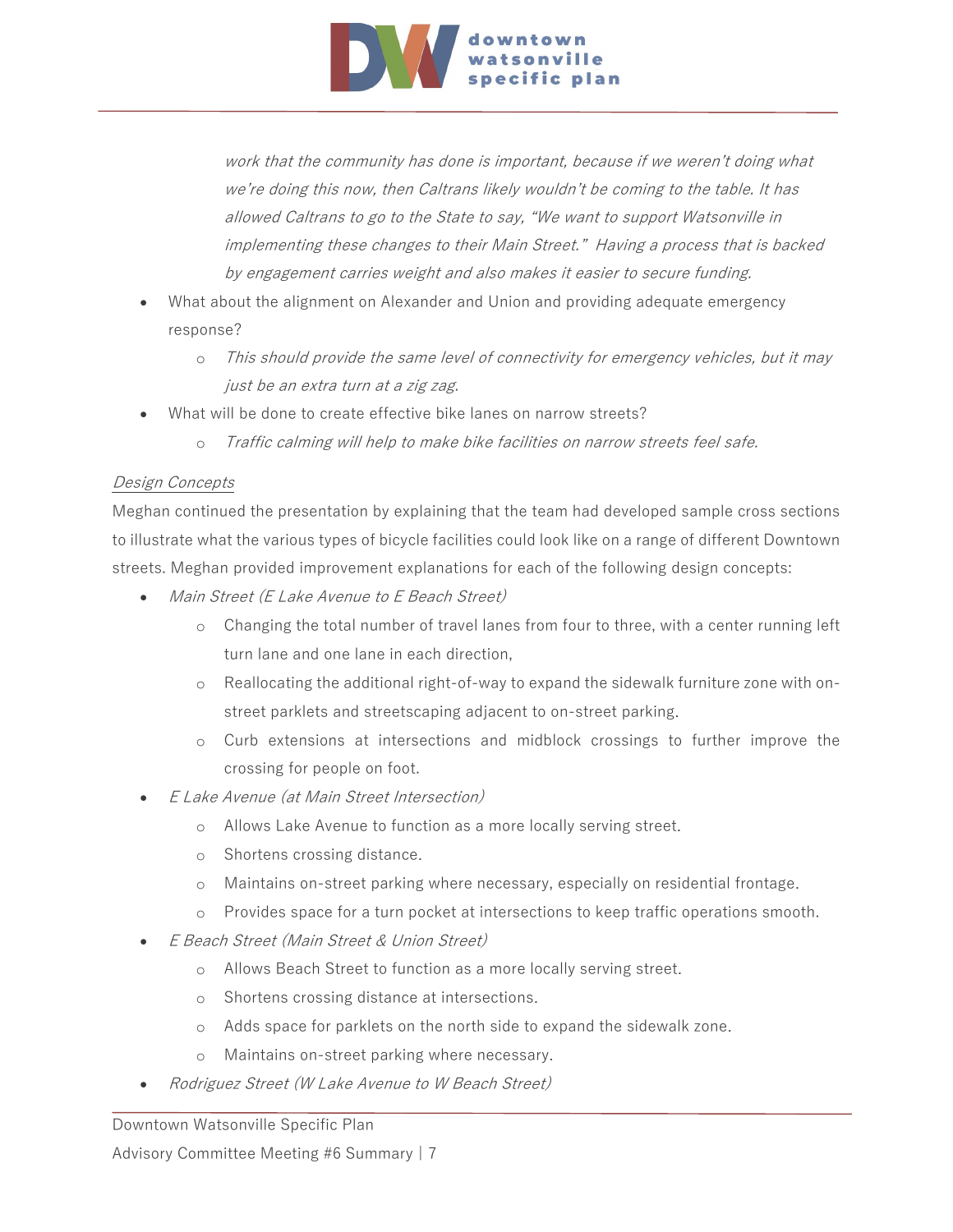*work that the community has done is important, because if we weren't doing what we're doing this now, then Caltrans likely wouldn't be coming to the table. It has allowed Caltrans to go to the State to say, "We want to support Watsonville in implementing these changes to their Main Street." Having a process that is backed by engagement carries weight and also makes it easier to secure funding.*

- What about the alignment on Alexander and Union and providing adequate emergency response?
  - *This should provide the same level of connectivity for emergency vehicles, but it may just be an extra turn at a zig zag.*
- What will be done to create effective bike lanes on narrow streets?
  - *Traffic calming will help to make bike facilities on narrow streets feel safe.*

<u>*Design Concepts*</u>

Meghan continued the presentation by explaining that the team had developed sample cross sections to illustrate what the various types of bicycle facilities could look like on a range of different Downtown streets. Meghan provided improvement explanations for each of the following design concepts:

- *Main Street (E Lake Avenue to E Beach Street)*
  - Changing the total number of travel lanes from four to three, with a center running left turn lane and one lane in each direction,
  - Reallocating the additional right-of-way to expand the sidewalk furniture zone with on-street parklets and streetscaping adjacent to on-street parking.
  - Curb extensions at intersections and midblock crossings to further improve the crossing for people on foot.
- *E Lake Avenue (at Main Street Intersection)*
  - Allows Lake Avenue to function as a more locally serving street.
  - Shortens crossing distance.
  - Maintains on-street parking where necessary, especially on residential frontage.
  - Provides space for a turn pocket at intersections to keep traffic operations smooth.
- *E Beach Street (Main Street & Union Street)*
  - Allows Beach Street to function as a more locally serving street.
  - Shortens crossing distance at intersections.
  - Adds space for parklets on the north side to expand the sidewalk zone.
  - Maintains on-street parking where necessary.
- *Rodriguez Street (W Lake Avenue to W Beach Street)*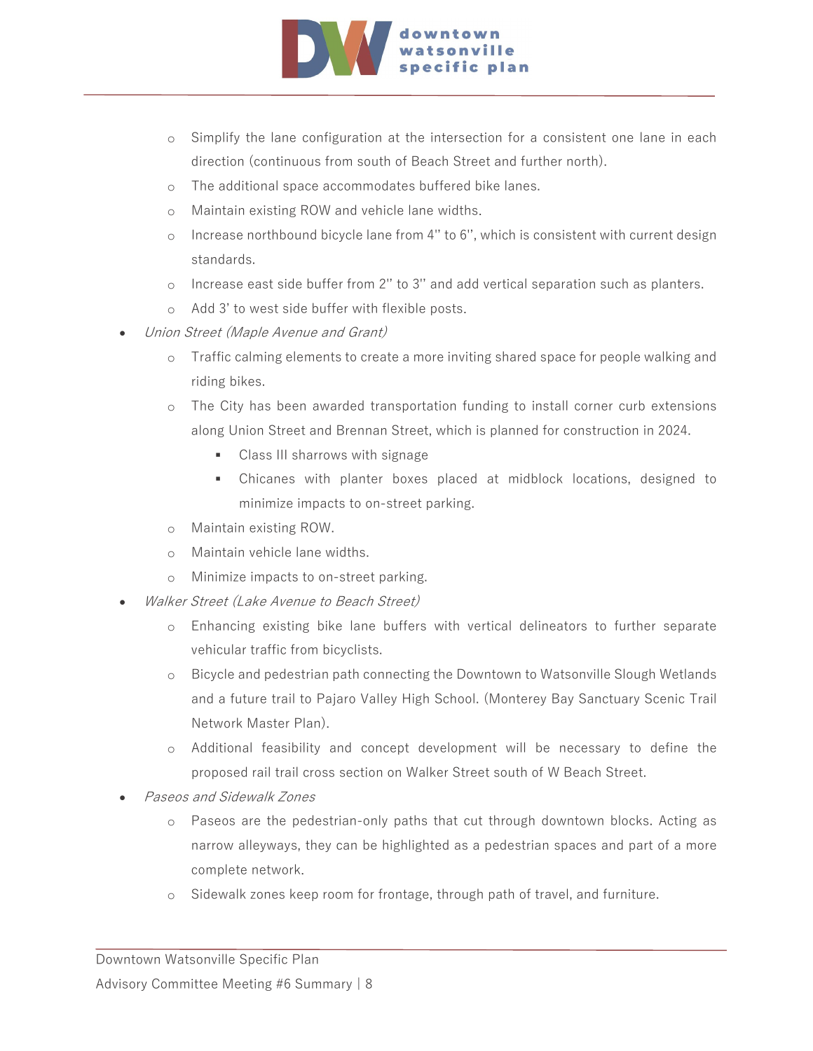- Simplify the lane configuration at the intersection for a consistent one lane in each direction (continuous from south of Beach Street and further north).
  - The additional space accommodates buffered bike lanes.
  - Maintain existing ROW and vehicle lane widths.
  - Increase northbound bicycle lane from 4" to 6", which is consistent with current design standards.
  - Increase east side buffer from 2" to 3" and add vertical separation such as planters.
  - Add 3' to west side buffer with flexible posts.
- *Union Street (Maple Avenue and Grant)*
  - Traffic calming elements to create a more inviting shared space for people walking and riding bikes.
  - The City has been awarded transportation funding to install corner curb extensions along Union Street and Brennan Street, which is planned for construction in 2024.
    - Class III sharrows with signage
    - Chicanes with planter boxes placed at midblock locations, designed to minimize impacts to on-street parking.
  - Maintain existing ROW.
  - Maintain vehicle lane widths.
  - Minimize impacts to on-street parking.
- *Walker Street (Lake Avenue to Beach Street)*
  - Enhancing existing bike lane buffers with vertical delineators to further separate vehicular traffic from bicyclists.
  - Bicycle and pedestrian path connecting the Downtown to Watsonville Slough Wetlands and a future trail to Pajaro Valley High School. (Monterey Bay Sanctuary Scenic Trail Network Master Plan).
  - Additional feasibility and concept development will be necessary to define the proposed rail trail cross section on Walker Street south of W Beach Street.
- *Paseos and Sidewalk Zones*
  - Paseos are the pedestrian-only paths that cut through downtown blocks. Acting as narrow alleyways, they can be highlighted as a pedestrian spaces and part of a more complete network.
  - Sidewalk zones keep room for frontage, through path of travel, and furniture.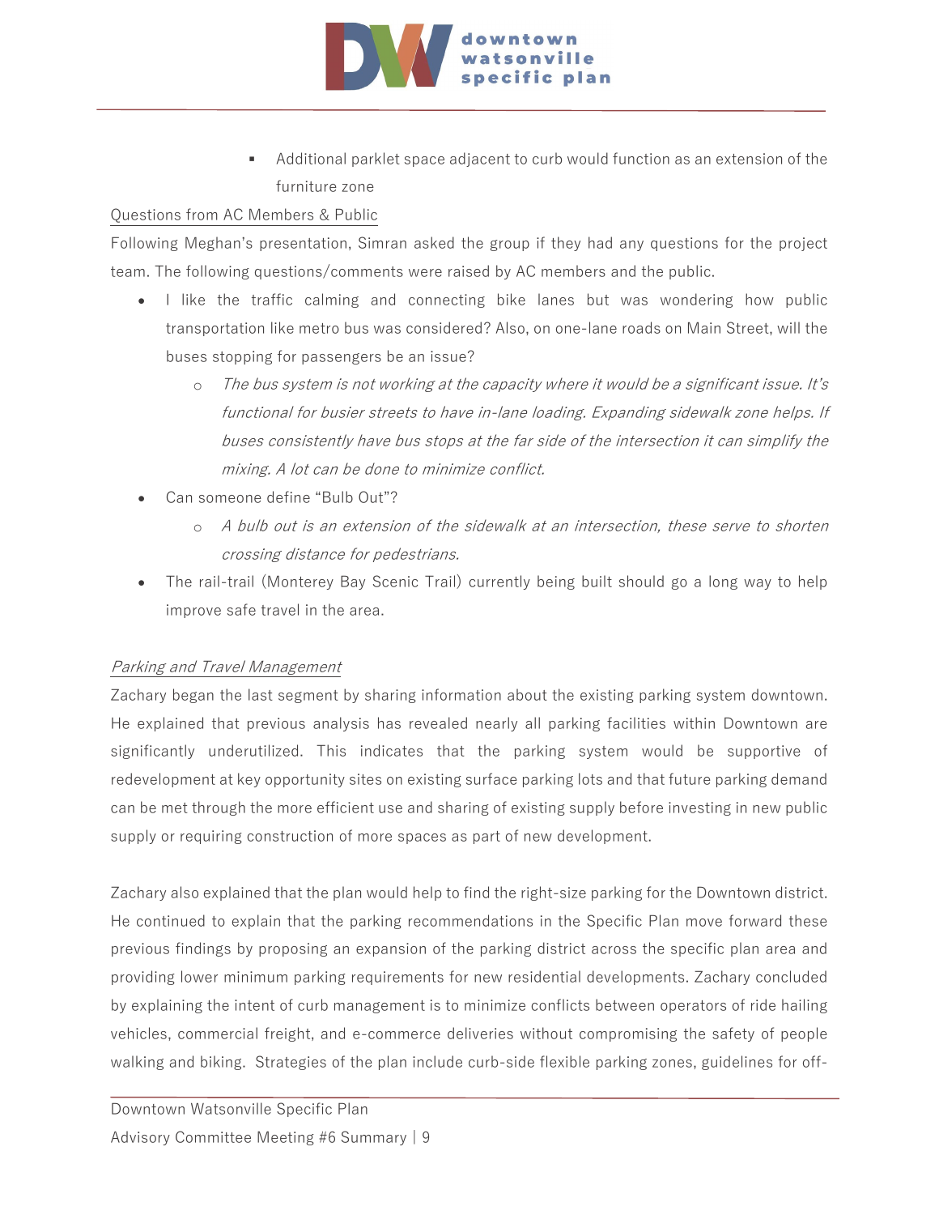- Additional parklet space adjacent to curb would function as an extension of the furniture zone

<u>Questions from AC Members & Public</u>

Following Meghan's presentation, Simran asked the group if they had any questions for the project team. The following questions/comments were raised by AC members and the public.

- I like the traffic calming and connecting bike lanes but was wondering how public transportation like metro bus was considered? Also, on one-lane roads on Main Street, will the buses stopping for passengers be an issue?
    - *The bus system is not working at the capacity where it would be a significant issue. It's functional for busier streets to have in-lane loading. Expanding sidewalk zone helps. If buses consistently have bus stops at the far side of the intersection it can simplify the mixing. A lot can be done to minimize conflict.*
- Can someone define "Bulb Out"?
    - *A bulb out is an extension of the sidewalk at an intersection, these serve to shorten crossing distance for pedestrians.*
- The rail-trail (Monterey Bay Scenic Trail) currently being built should go a long way to help improve safe travel in the area.

*<u>Parking and Travel Management</u>*

Zachary began the last segment by sharing information about the existing parking system downtown. He explained that previous analysis has revealed nearly all parking facilities within Downtown are significantly underutilized. This indicates that the parking system would be supportive of redevelopment at key opportunity sites on existing surface parking lots and that future parking demand can be met through the more efficient use and sharing of existing supply before investing in new public supply or requiring construction of more spaces as part of new development.

Zachary also explained that the plan would help to find the right-size parking for the Downtown district. He continued to explain that the parking recommendations in the Specific Plan move forward these previous findings by proposing an expansion of the parking district across the specific plan area and providing lower minimum parking requirements for new residential developments. Zachary concluded by explaining the intent of curb management is to minimize conflicts between operators of ride hailing vehicles, commercial freight, and e-commerce deliveries without compromising the safety of people walking and biking. Strategies of the plan include curb-side flexible parking zones, guidelines for off-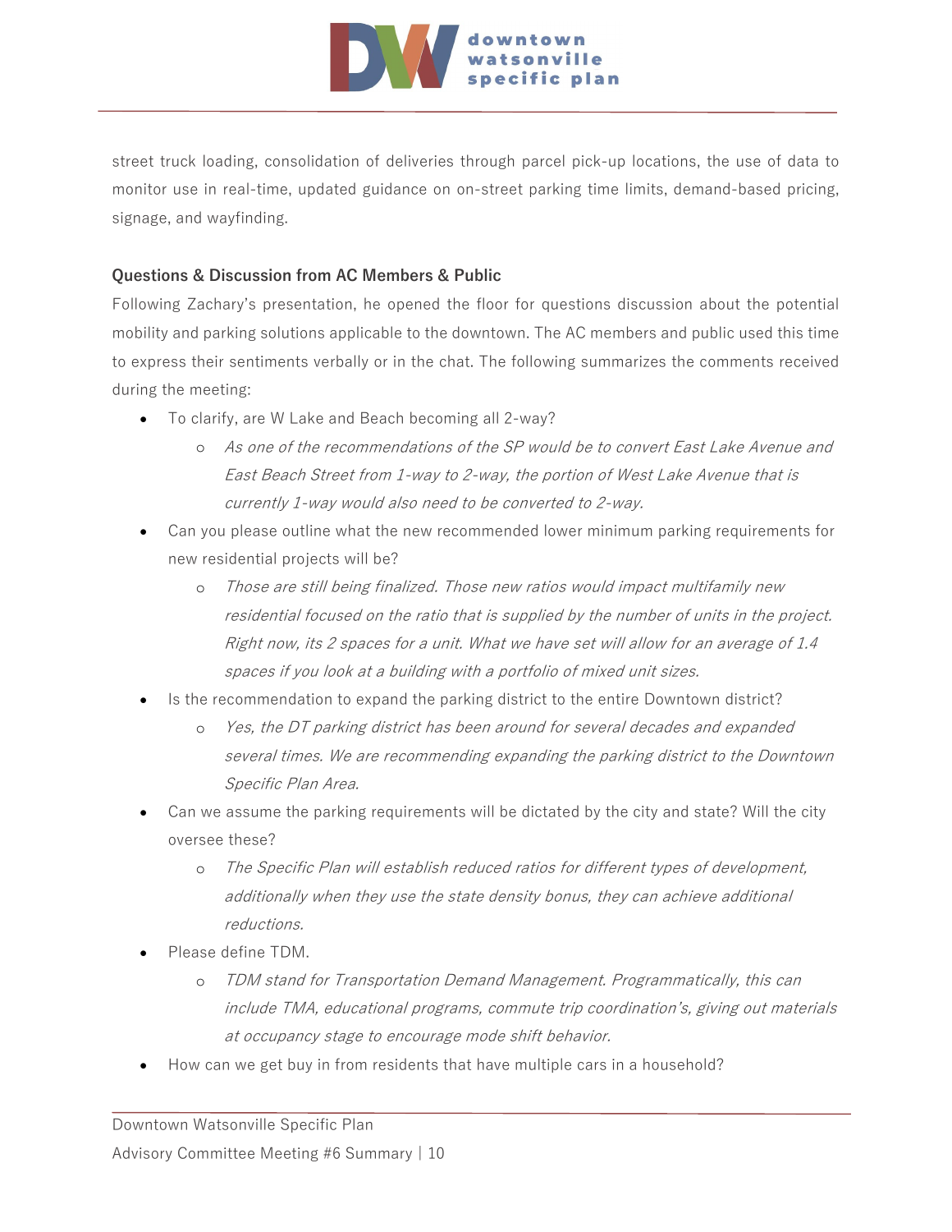street truck loading, consolidation of deliveries through parcel pick-up locations, the use of data to monitor use in real-time, updated guidance on on-street parking time limits, demand-based pricing, signage, and wayfinding.

### Questions & Discussion from AC Members & Public

Following Zachary's presentation, he opened the floor for questions discussion about the potential mobility and parking solutions applicable to the downtown. The AC members and public used this time to express their sentiments verbally or in the chat. The following summarizes the comments received during the meeting:

- To clarify, are W Lake and Beach becoming all 2-way?
  - *As one of the recommendations of the SP would be to convert East Lake Avenue and East Beach Street from 1-way to 2-way, the portion of West Lake Avenue that is currently 1-way would also need to be converted to 2-way.*
- Can you please outline what the new recommended lower minimum parking requirements for new residential projects will be?
  - *Those are still being finalized. Those new ratios would impact multifamily new residential focused on the ratio that is supplied by the number of units in the project. Right now, its 2 spaces for a unit. What we have set will allow for an average of 1.4 spaces if you look at a building with a portfolio of mixed unit sizes.*
- Is the recommendation to expand the parking district to the entire Downtown district?
  - *Yes, the DT parking district has been around for several decades and expanded several times. We are recommending expanding the parking district to the Downtown Specific Plan Area.*
- Can we assume the parking requirements will be dictated by the city and state? Will the city oversee these?
  - *The Specific Plan will establish reduced ratios for different types of development, additionally when they use the state density bonus, they can achieve additional reductions.*
- Please define TDM.
  - *TDM stand for Transportation Demand Management. Programmatically, this can include TMA, educational programs, commute trip coordination's, giving out materials at occupancy stage to encourage mode shift behavior.*
- How can we get buy in from residents that have multiple cars in a household?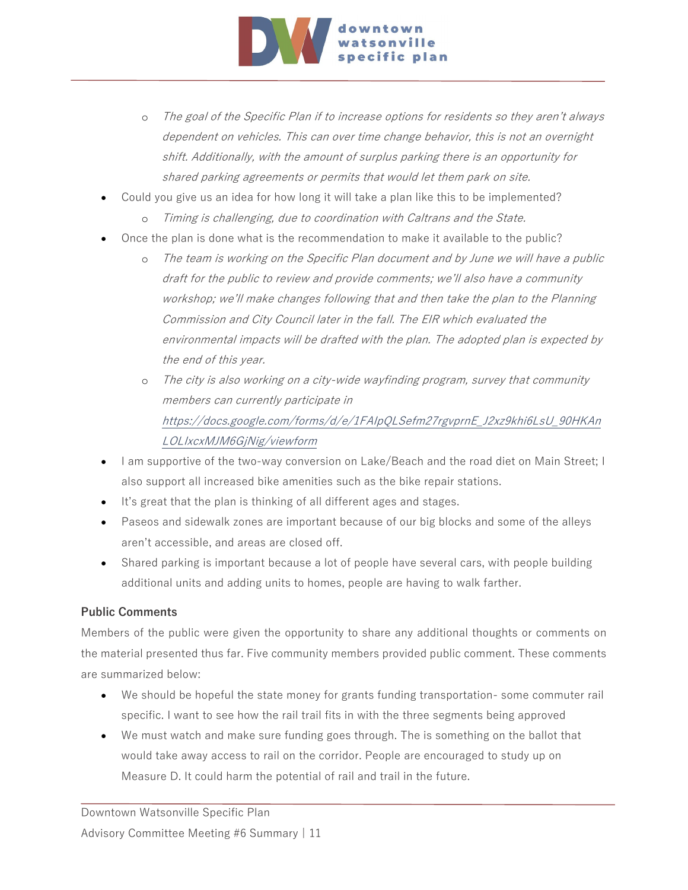- *The goal of the Specific Plan if to increase options for residents so they aren't always dependent on vehicles. This can over time change behavior, this is not an overnight shift. Additionally, with the amount of surplus parking there is an opportunity for shared parking agreements or permits that would let them park on site.*
- Could you give us an idea for how long it will take a plan like this to be implemented?
  - *Timing is challenging, due to coordination with Caltrans and the State.*
- Once the plan is done what is the recommendation to make it available to the public?
  - *The team is working on the Specific Plan document and by June we will have a public draft for the public to review and provide comments; we'll also have a community workshop; we'll make changes following that and then take the plan to the Planning Commission and City Council later in the fall. The EIR which evaluated the environmental impacts will be drafted with the plan. The adopted plan is expected by the end of this year.*
  - *The city is also working on a city-wide wayfinding program, survey that community members can currently participate in [https://docs.google.com/forms/d/e/1FAIpQLSefm27rgvprnE_J2xz9khi6LsU_90HKAnLOLlxcxMJM6GjNig/viewform](https://docs.google.com/forms/d/e/1FAIpQLSefm27rgvprnE_J2xz9khi6LsU_90HKAnLOLlxcxMJM6GjNig/viewform)*
- I am supportive of the two-way conversion on Lake/Beach and the road diet on Main Street; I also support all increased bike amenities such as the bike repair stations.
- It's great that the plan is thinking of all different ages and stages.
- Paseos and sidewalk zones are important because of our big blocks and some of the alleys aren't accessible, and areas are closed off.
- Shared parking is important because a lot of people have several cars, with people building additional units and adding units to homes, people are having to walk farther.

**Public Comments**

Members of the public were given the opportunity to share any additional thoughts or comments on the material presented thus far. Five community members provided public comment. These comments are summarized below:

- We should be hopeful the state money for grants funding transportation- some commuter rail specific. I want to see how the rail trail fits in with the three segments being approved
- We must watch and make sure funding goes through. The is something on the ballot that would take away access to rail on the corridor. People are encouraged to study up on Measure D. It could harm the potential of rail and trail in the future.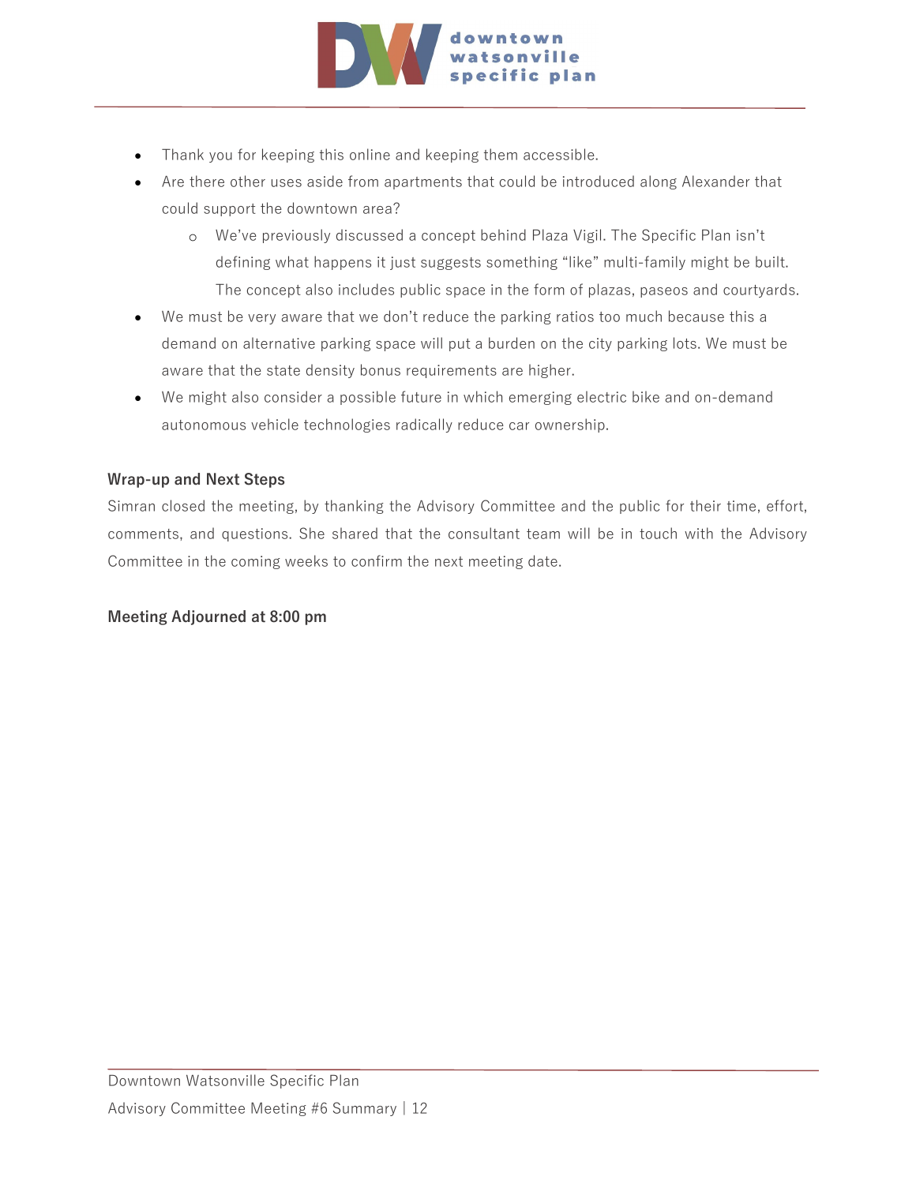- Thank you for keeping this online and keeping them accessible.
- Are there other uses aside from apartments that could be introduced along Alexander that could support the downtown area?
  - We've previously discussed a concept behind Plaza Vigil. The Specific Plan isn't defining what happens it just suggests something "like" multi-family might be built. The concept also includes public space in the form of plazas, paseos and courtyards.
- We must be very aware that we don't reduce the parking ratios too much because this a demand on alternative parking space will put a burden on the city parking lots. We must be aware that the state density bonus requirements are higher.
- We might also consider a possible future in which emerging electric bike and on-demand autonomous vehicle technologies radically reduce car ownership.

**Wrap-up and Next Steps**

Simran closed the meeting, by thanking the Advisory Committee and the public for their time, effort, comments, and questions. She shared that the consultant team will be in touch with the Advisory Committee in the coming weeks to confirm the next meeting date.

**Meeting Adjourned at 8:00 pm**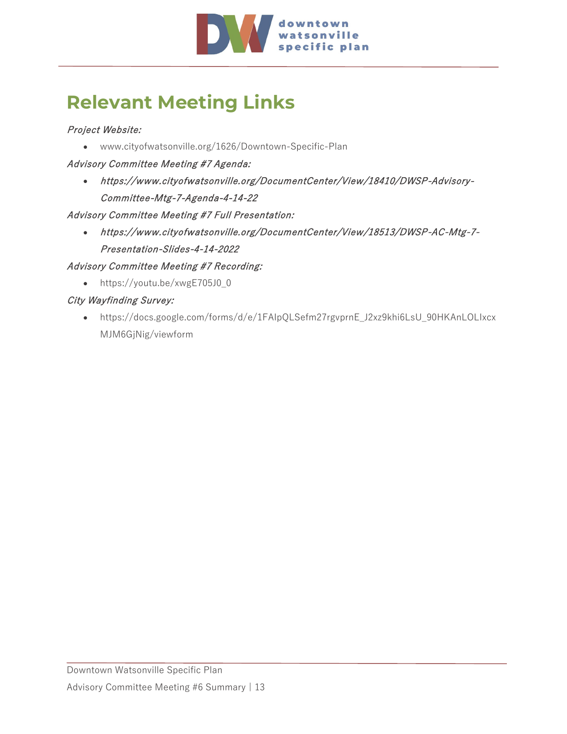# Relevant Meeting Links

*Project Website:*

- www.cityofwatsonville.org/1626/Downtown-Specific-Plan

*Advisory Committee Meeting #7 Agenda:*

- *https://www.cityofwatsonville.org/DocumentCenter/View/18410/DWSP-Advisory-Committee-Mtg-7-Agenda-4-14-22*

*Advisory Committee Meeting #7 Full Presentation:*

- *https://www.cityofwatsonville.org/DocumentCenter/View/18513/DWSP-AC-Mtg-7-Presentation-Slides-4-14-2022*

*Advisory Committee Meeting #7 Recording:*

- https://youtu.be/xwgE705J0_0

*City Wayfinding Survey:*

- https://docs.google.com/forms/d/e/1FAIpQLSefm27rgvprnE_J2xz9khi6LsU_90HKAnLOLIxcxMJM6GjNig/viewform